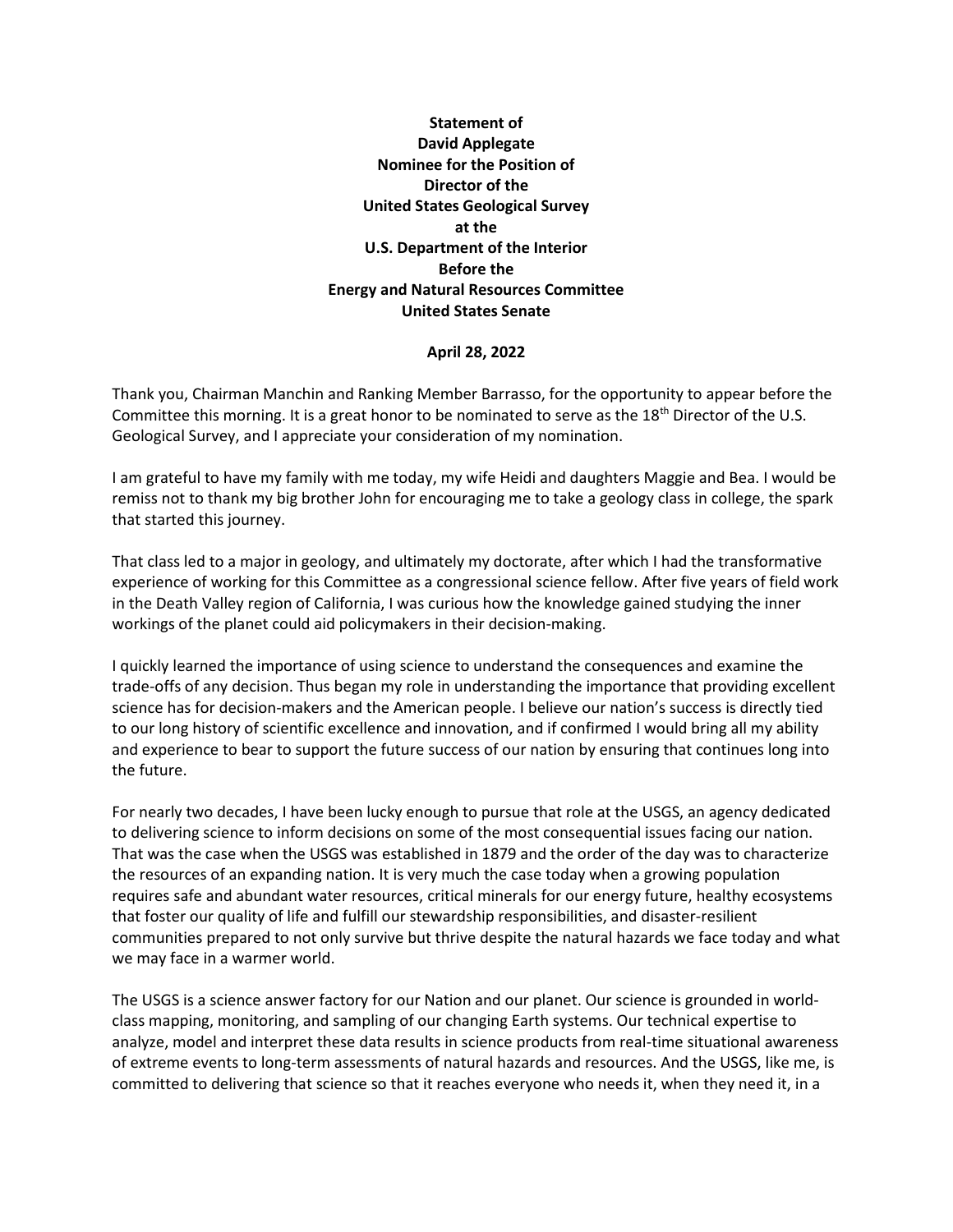**Statement of**
**David Applegate**
**Nominee for the Position of**
**Director of the**
**United States Geological Survey**
**at the**
**U.S. Department of the Interior**
**Before the**
**Energy and Natural Resources Committee**
**United States Senate**

**April 28, 2022**

Thank you, Chairman Manchin and Ranking Member Barrasso, for the opportunity to appear before the Committee this morning. It is a great honor to be nominated to serve as the 18th Director of the U.S. Geological Survey, and I appreciate your consideration of my nomination.

I am grateful to have my family with me today, my wife Heidi and daughters Maggie and Bea. I would be remiss not to thank my big brother John for encouraging me to take a geology class in college, the spark that started this journey.

That class led to a major in geology, and ultimately my doctorate, after which I had the transformative experience of working for this Committee as a congressional science fellow. After five years of field work in the Death Valley region of California, I was curious how the knowledge gained studying the inner workings of the planet could aid policymakers in their decision-making.

I quickly learned the importance of using science to understand the consequences and examine the trade-offs of any decision. Thus began my role in understanding the importance that providing excellent science has for decision-makers and the American people. I believe our nation's success is directly tied to our long history of scientific excellence and innovation, and if confirmed I would bring all my ability and experience to bear to support the future success of our nation by ensuring that continues long into the future.

For nearly two decades, I have been lucky enough to pursue that role at the USGS, an agency dedicated to delivering science to inform decisions on some of the most consequential issues facing our nation. That was the case when the USGS was established in 1879 and the order of the day was to characterize the resources of an expanding nation. It is very much the case today when a growing population requires safe and abundant water resources, critical minerals for our energy future, healthy ecosystems that foster our quality of life and fulfill our stewardship responsibilities, and disaster-resilient communities prepared to not only survive but thrive despite the natural hazards we face today and what we may face in a warmer world.

The USGS is a science answer factory for our Nation and our planet. Our science is grounded in world-class mapping, monitoring, and sampling of our changing Earth systems. Our technical expertise to analyze, model and interpret these data results in science products from real-time situational awareness of extreme events to long-term assessments of natural hazards and resources. And the USGS, like me, is committed to delivering that science so that it reaches everyone who needs it, when they need it, in a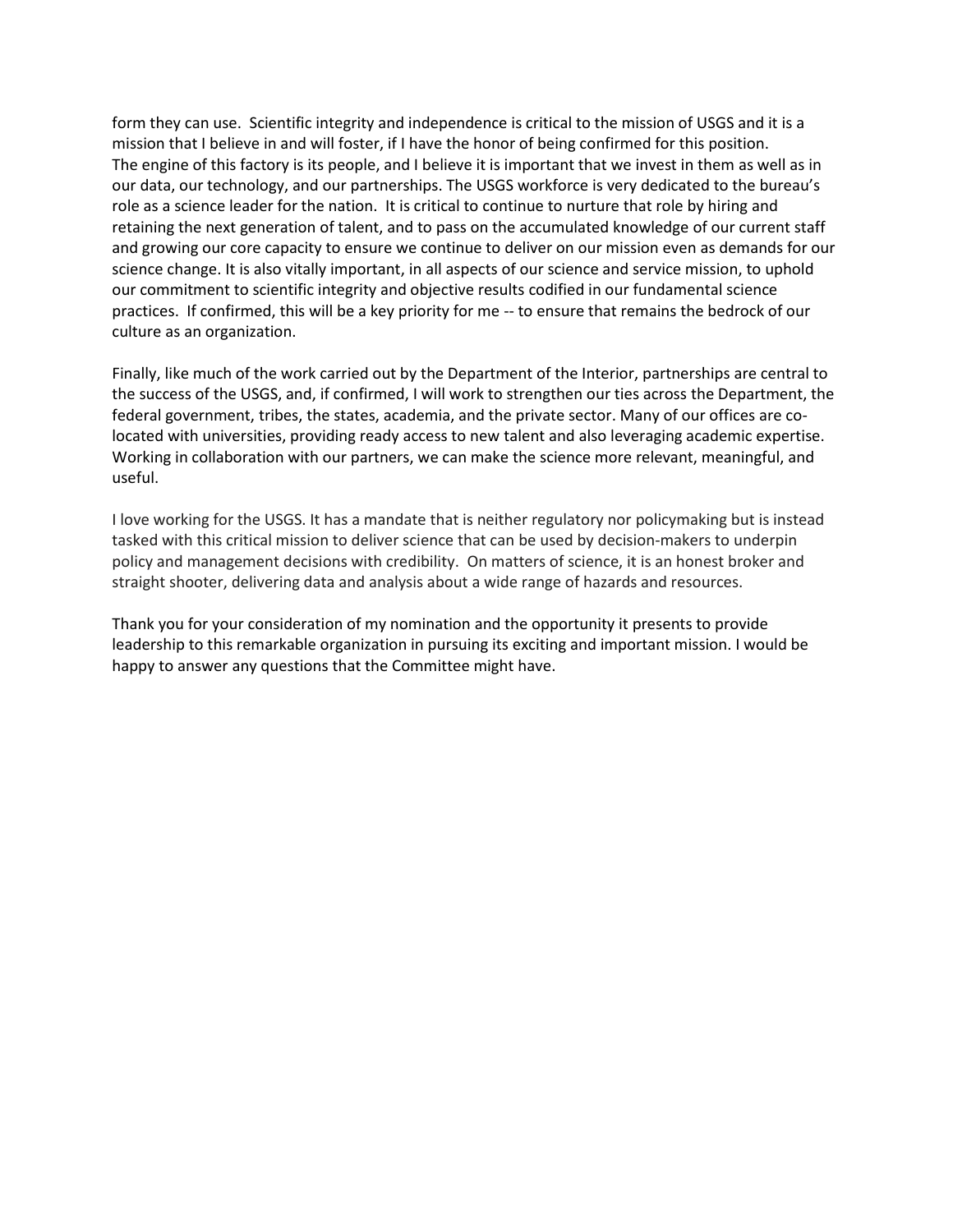form they can use. Scientific integrity and independence is critical to the mission of USGS and it is a mission that I believe in and will foster, if I have the honor of being confirmed for this position.
The engine of this factory is its people, and I believe it is important that we invest in them as well as in our data, our technology, and our partnerships. The USGS workforce is very dedicated to the bureau's role as a science leader for the nation. It is critical to continue to nurture that role by hiring and retaining the next generation of talent, and to pass on the accumulated knowledge of our current staff and growing our core capacity to ensure we continue to deliver on our mission even as demands for our science change. It is also vitally important, in all aspects of our science and service mission, to uphold our commitment to scientific integrity and objective results codified in our fundamental science practices. If confirmed, this will be a key priority for me -- to ensure that remains the bedrock of our culture as an organization.

Finally, like much of the work carried out by the Department of the Interior, partnerships are central to the success of the USGS, and, if confirmed, I will work to strengthen our ties across the Department, the federal government, tribes, the states, academia, and the private sector. Many of our offices are co-located with universities, providing ready access to new talent and also leveraging academic expertise. Working in collaboration with our partners, we can make the science more relevant, meaningful, and useful.

I love working for the USGS. It has a mandate that is neither regulatory nor policymaking but is instead tasked with this critical mission to deliver science that can be used by decision-makers to underpin policy and management decisions with credibility. On matters of science, it is an honest broker and straight shooter, delivering data and analysis about a wide range of hazards and resources.

Thank you for your consideration of my nomination and the opportunity it presents to provide leadership to this remarkable organization in pursuing its exciting and important mission. I would be happy to answer any questions that the Committee might have.